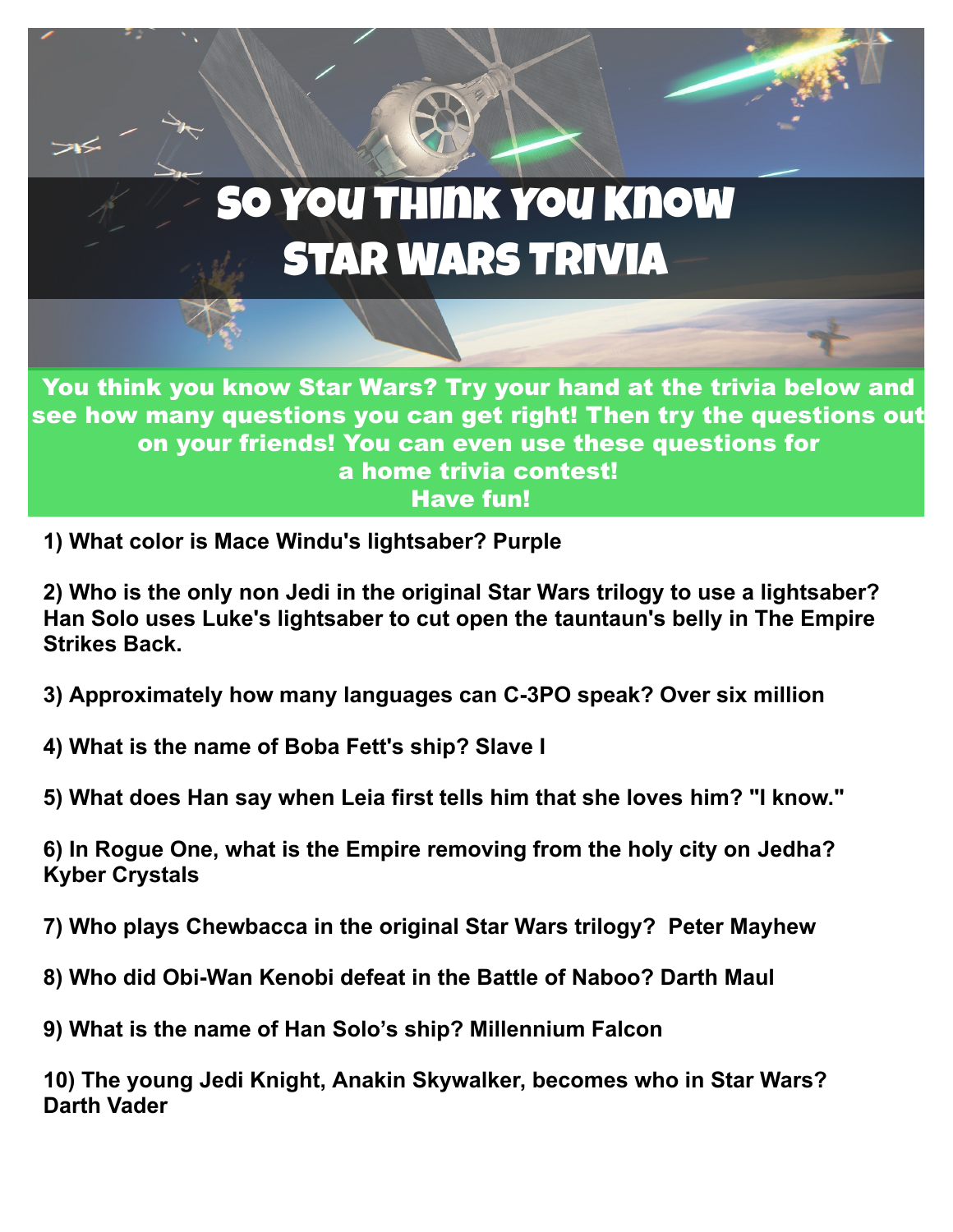# So You Think You Know Star Wars Trivia

**You think you know Star Wars? Try your hand at the trivia below and see how many questions you can get right! Then try the questions out on your friends! You can even use these questions for a home trivia contest! Have fun!**

**1) What color is Mace Windu's lightsaber? Purple**

**2) Who is the only non Jedi in the original Star Wars trilogy to use a lightsaber? Han Solo uses Luke's lightsaber to cut open the tauntaun's belly in The Empire Strikes Back.**

**3) Approximately how many languages can C-3PO speak? Over six million**

**4) What is the name of Boba Fett's ship? Slave I**

**5) What does Han say when Leia first tells him that she loves him? "I know."**

**6) In Rogue One, what is the Empire removing from the holy city on Jedha? Kyber Crystals**

**7) Who plays Chewbacca in the original Star Wars trilogy? Peter Mayhew**

**8) Who did Obi-Wan Kenobi defeat in the Battle of Naboo? Darth Maul**

**9) What is the name of Han Solo's ship? Millennium Falcon**

**10) The young Jedi Knight, Anakin Skywalker, becomes who in Star Wars? Darth Vader**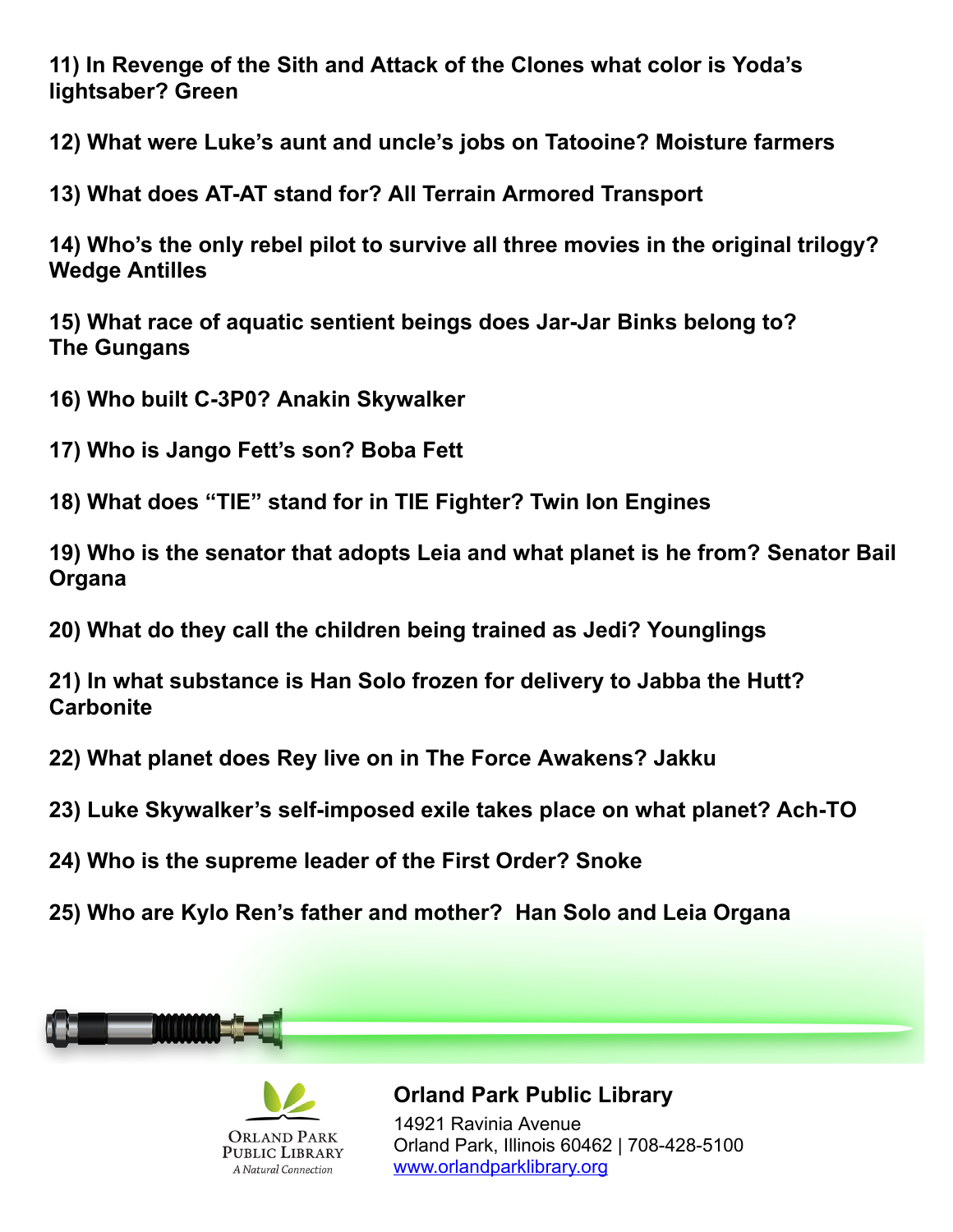**11) In Revenge of the Sith and Attack of the Clones what color is Yoda's lightsaber? Green**

**12) What were Luke's aunt and uncle's jobs on Tatooine? Moisture farmers**

**13) What does AT-AT stand for? All Terrain Armored Transport**

**14) Who's the only rebel pilot to survive all three movies in the original trilogy? Wedge Antilles**

**15) What race of aquatic sentient beings does Jar-Jar Binks belong to? The Gungans**

**16) Who built C-3P0? Anakin Skywalker**

**17) Who is Jango Fett's son? Boba Fett**

**18) What does "TIE" stand for in TIE Fighter? Twin Ion Engines**

**19) Who is the senator that adopts Leia and what planet is he from? Senator Bail Organa**

**20) What do they call the children being trained as Jedi? Younglings**

**21) In what substance is Han Solo frozen for delivery to Jabba the Hutt? Carbonite**

**22) What planet does Rey live on in The Force Awakens? Jakku**

**23) Luke Skywalker's self-imposed exile takes place on what planet? Ach-TO**

**24) Who is the supreme leader of the First Order? Snoke**

**25) Who are Kylo Ren's father and mother? Han Solo and Leia Organa**

Orland Park Public Library
A Natural Connection

**Orland Park Public Library**

14921 Ravinia Avenue
Orland Park, Illinois 60462 | 708-428-5100
www.orlandparklibrary.org